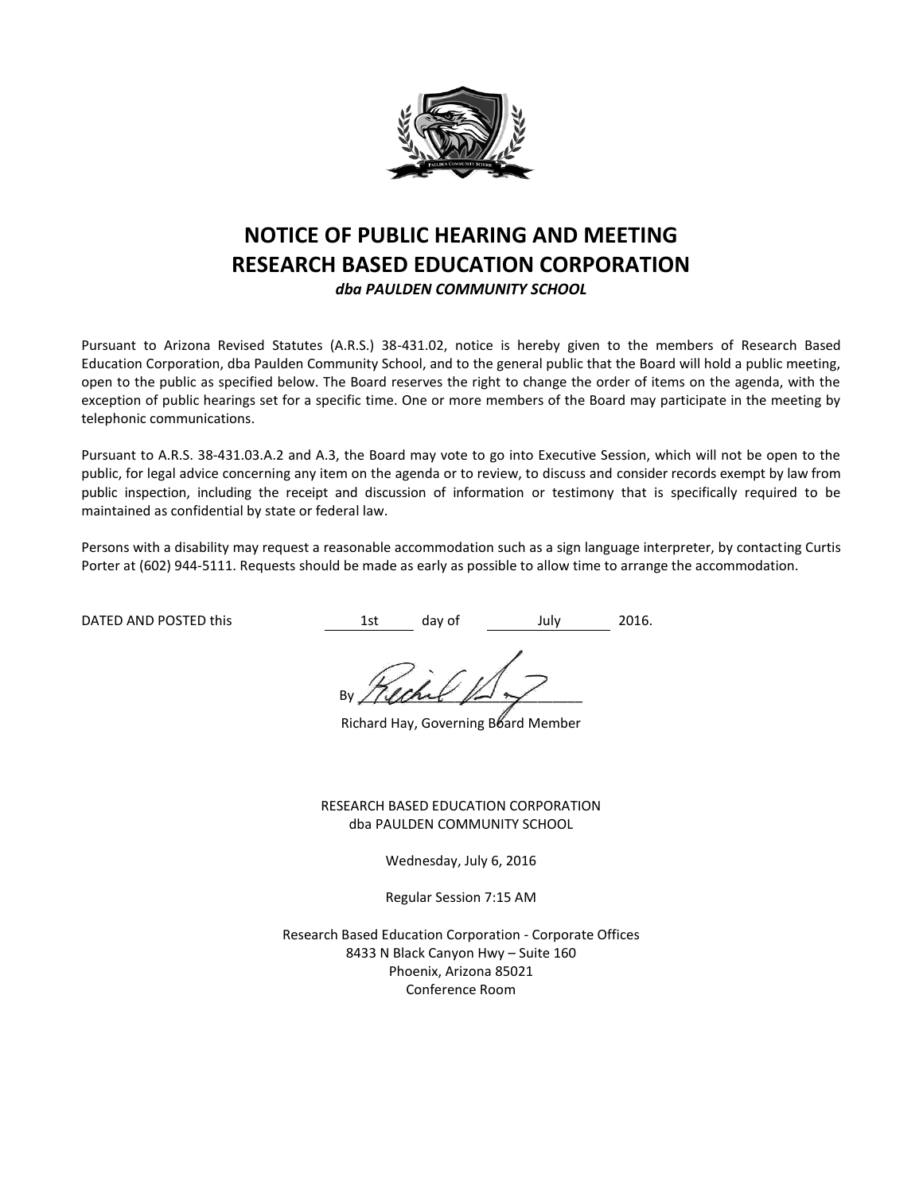# NOTICE OF PUBLIC HEARING AND MEETING
# RESEARCH BASED EDUCATION CORPORATION

***dba PAULDEN COMMUNITY SCHOOL***

Pursuant to Arizona Revised Statutes (A.R.S.) 38-431.02, notice is hereby given to the members of Research Based Education Corporation, dba Paulden Community School, and to the general public that the Board will hold a public meeting, open to the public as specified below. The Board reserves the right to change the order of items on the agenda, with the exception of public hearings set for a specific time. One or more members of the Board may participate in the meeting by telephonic communications.

Pursuant to A.R.S. 38-431.03.A.2 and A.3, the Board may vote to go into Executive Session, which will not be open to the public, for legal advice concerning any item on the agenda or to review, to discuss and consider records exempt by law from public inspection, including the receipt and discussion of information or testimony that is specifically required to be maintained as confidential by state or federal law.

Persons with a disability may request a reasonable accommodation such as a sign language interpreter, by contacting Curtis Porter at (602) 944-5111. Requests should be made as early as possible to allow time to arrange the accommodation.

DATED AND POSTED this 1st day of July 2016.

By ______________________

Richard Hay, Governing Board Member

RESEARCH BASED EDUCATION CORPORATION
dba PAULDEN COMMUNITY SCHOOL

Wednesday, July 6, 2016

Regular Session 7:15 AM

Research Based Education Corporation - Corporate Offices
8433 N Black Canyon Hwy – Suite 160
Phoenix, Arizona 85021
Conference Room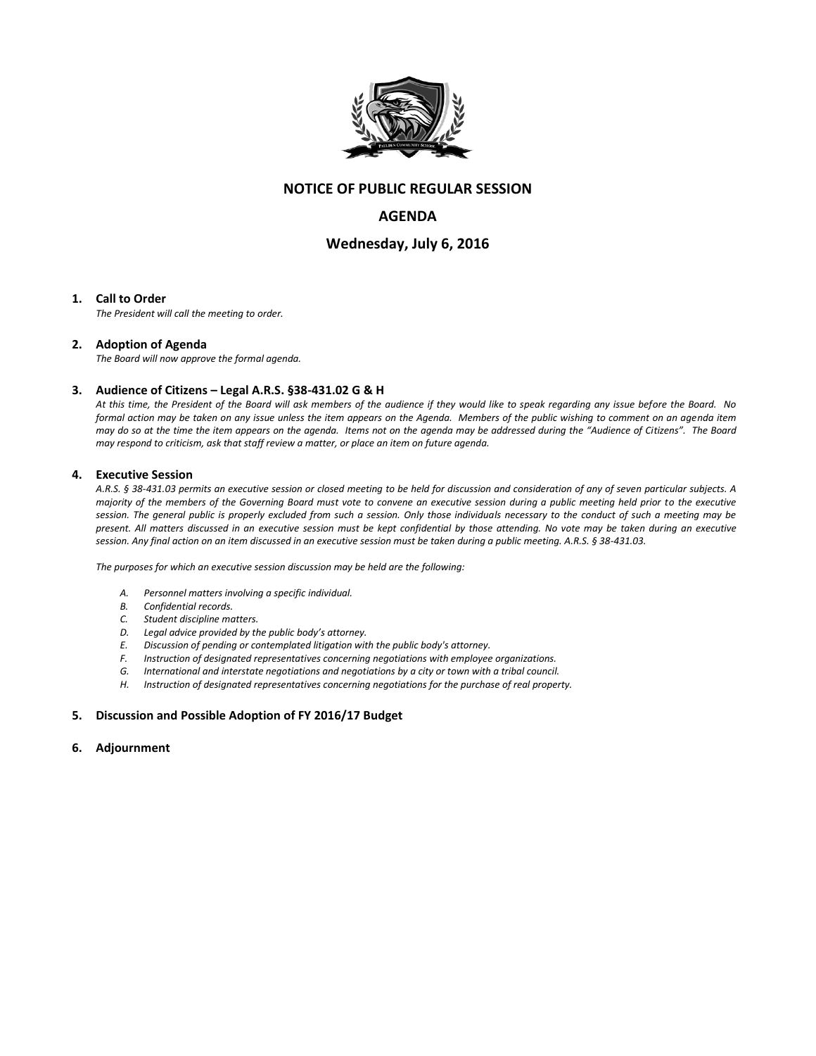# NOTICE OF PUBLIC REGULAR SESSION

## AGENDA

## Wednesday, July 6, 2016

1. **Call to Order**
   *The President will call the meeting to order.*

2. **Adoption of Agenda**
   *The Board will now approve the formal agenda.*

3. **Audience of Citizens – Legal A.R.S. §38-431.02 G & H**
   *At this time, the President of the Board will ask members of the audience if they would like to speak regarding any issue before the Board. No formal action may be taken on any issue unless the item appears on the Agenda. Members of the public wishing to comment on an agenda item may do so at the time the item appears on the agenda. Items not on the agenda may be addressed during the "Audience of Citizens". The Board may respond to criticism, ask that staff review a matter, or place an item on future agenda.*

4. **Executive Session**
   *A.R.S. § 38-431.03 permits an executive session or closed meeting to be held for discussion and consideration of any of seven particular subjects. A majority of the members of the Governing Board must vote to convene an executive session during a public meeting held prior to the executive session. The general public is properly excluded from such a session. Only those individuals necessary to the conduct of such a meeting may be present. All matters discussed in an executive session must be kept confidential by those attending. No vote may be taken during an executive session. Any final action on an item discussed in an executive session must be taken during a public meeting. A.R.S. § 38-431.03.*

   *The purposes for which an executive session discussion may be held are the following:*

   A. *Personnel matters involving a specific individual.*
   B. *Confidential records.*
   C. *Student discipline matters.*
   D. *Legal advice provided by the public body's attorney.*
   E. *Discussion of pending or contemplated litigation with the public body's attorney.*
   F. *Instruction of designated representatives concerning negotiations with employee organizations.*
   G. *International and interstate negotiations and negotiations by a city or town with a tribal council.*
   H. *Instruction of designated representatives concerning negotiations for the purchase of real property.*

5. **Discussion and Possible Adoption of FY 2016/17 Budget**

6. **Adjournment**